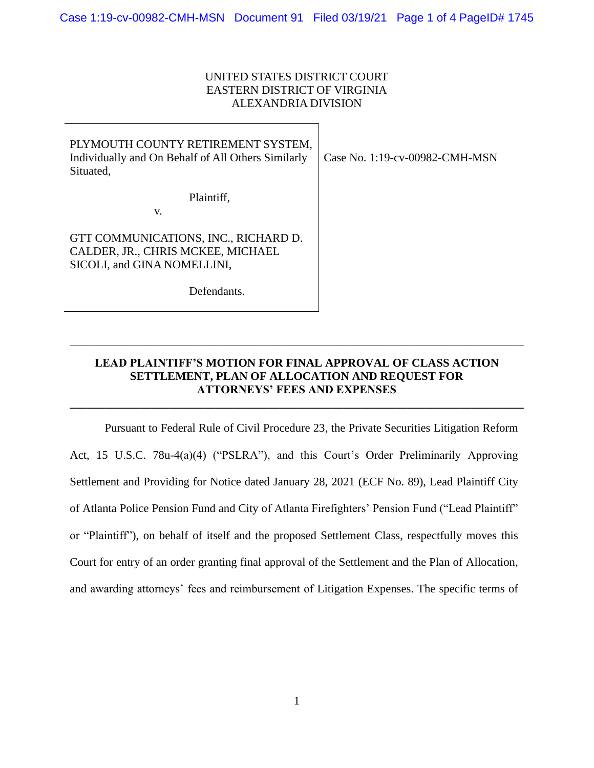UNITED STATES DISTRICT COURT
EASTERN DISTRICT OF VIRGINIA
ALEXANDRIA DIVISION

| PLYMOUTH COUNTY RETIREMENT SYSTEM, Individually and On Behalf of All Others Similarly Situated,<br><br>Plaintiff,<br><br>v.<br><br>GTT COMMUNICATIONS, INC., RICHARD D. CALDER, JR., CHRIS MCKEE, MICHAEL SICOLI, and GINA NOMELLINI,<br><br>Defendants. | Case No. 1:19-cv-00982-CMH-MSN |
|---|---|

## LEAD PLAINTIFF'S MOTION FOR FINAL APPROVAL OF CLASS ACTION SETTLEMENT, PLAN OF ALLOCATION AND REQUEST FOR ATTORNEYS' FEES AND EXPENSES

Pursuant to Federal Rule of Civil Procedure 23, the Private Securities Litigation Reform Act, 15 U.S.C. 78u-4(a)(4) ("PSLRA"), and this Court's Order Preliminarily Approving Settlement and Providing for Notice dated January 28, 2021 (ECF No. 89), Lead Plaintiff City of Atlanta Police Pension Fund and City of Atlanta Firefighters' Pension Fund ("Lead Plaintiff" or "Plaintiff"), on behalf of itself and the proposed Settlement Class, respectfully moves this Court for entry of an order granting final approval of the Settlement and the Plan of Allocation, and awarding attorneys' fees and reimbursement of Litigation Expenses. The specific terms of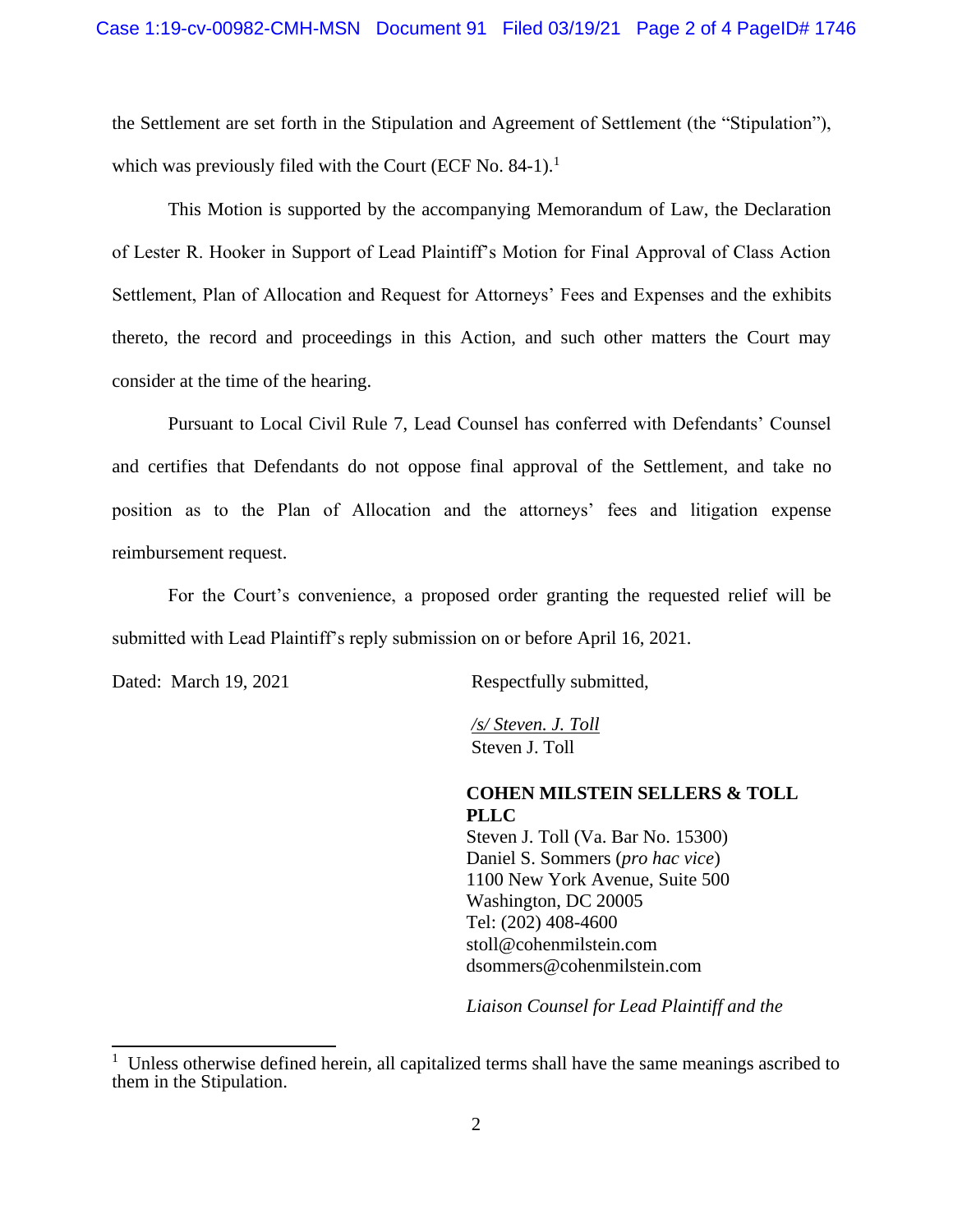the Settlement are set forth in the Stipulation and Agreement of Settlement (the "Stipulation"), which was previously filed with the Court (ECF No. 84-1).[1]

This Motion is supported by the accompanying Memorandum of Law, the Declaration of Lester R. Hooker in Support of Lead Plaintiff's Motion for Final Approval of Class Action Settlement, Plan of Allocation and Request for Attorneys' Fees and Expenses and the exhibits thereto, the record and proceedings in this Action, and such other matters the Court may consider at the time of the hearing.

Pursuant to Local Civil Rule 7, Lead Counsel has conferred with Defendants' Counsel and certifies that Defendants do not oppose final approval of the Settlement, and take no position as to the Plan of Allocation and the attorneys' fees and litigation expense reimbursement request.

For the Court's convenience, a proposed order granting the requested relief will be submitted with Lead Plaintiff's reply submission on or before April 16, 2021.

Dated: March 19, 2021

Respectfully submitted,

*/s/ Steven. J. Toll*
Steven J. Toll

**COHEN MILSTEIN SELLERS & TOLL PLLC**
Steven J. Toll (Va. Bar No. 15300)
Daniel S. Sommers (*pro hac vice*)
1100 New York Avenue, Suite 500
Washington, DC 20005
Tel: (202) 408-4600
stoll@cohenmilstein.com
dsommers@cohenmilstein.com

*Liaison Counsel for Lead Plaintiff and the*

[1] Unless otherwise defined herein, all capitalized terms shall have the same meanings ascribed to them in the Stipulation.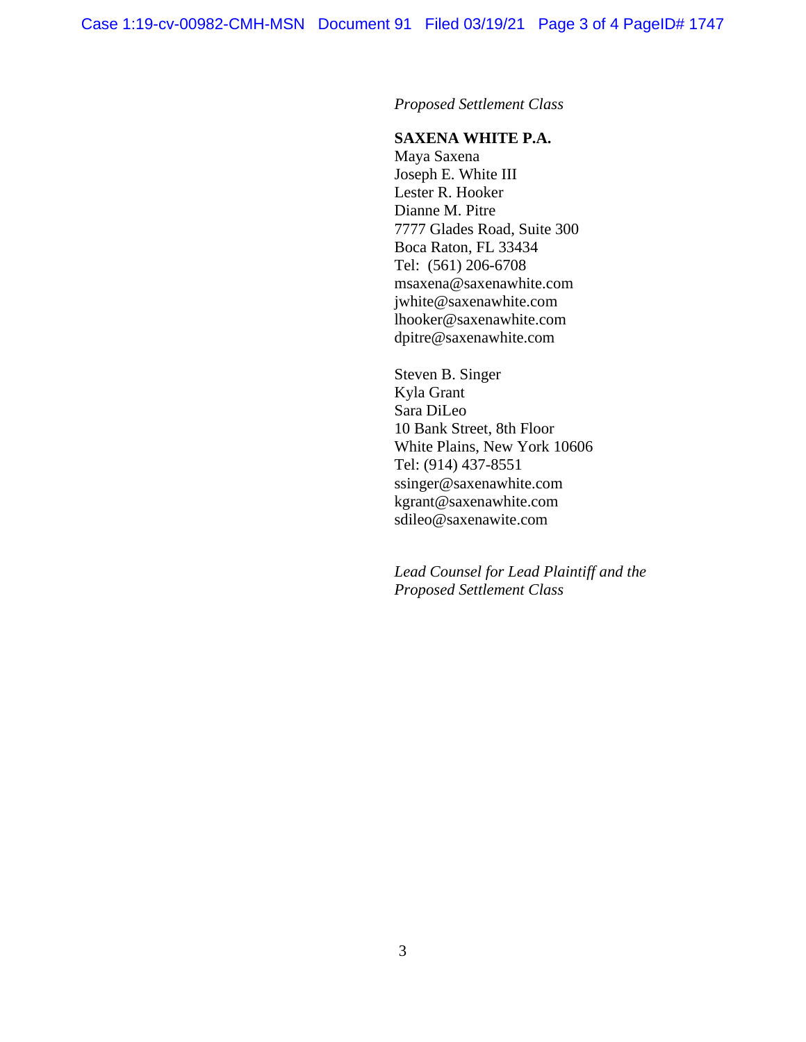*Proposed Settlement Class*

**SAXENA WHITE P.A.**
Maya Saxena
Joseph E. White III
Lester R. Hooker
Dianne M. Pitre
7777 Glades Road, Suite 300
Boca Raton, FL 33434
Tel: (561) 206-6708
msaxena@saxenawhite.com
jwhite@saxenawhite.com
lhooker@saxenawhite.com
dpitre@saxenawhite.com

Steven B. Singer
Kyla Grant
Sara DiLeo
10 Bank Street, 8th Floor
White Plains, New York 10606
Tel: (914) 437-8551
ssinger@saxenawhite.com
kgrant@saxenawhite.com
sdileo@saxenawite.com

*Lead Counsel for Lead Plaintiff and the Proposed Settlement Class*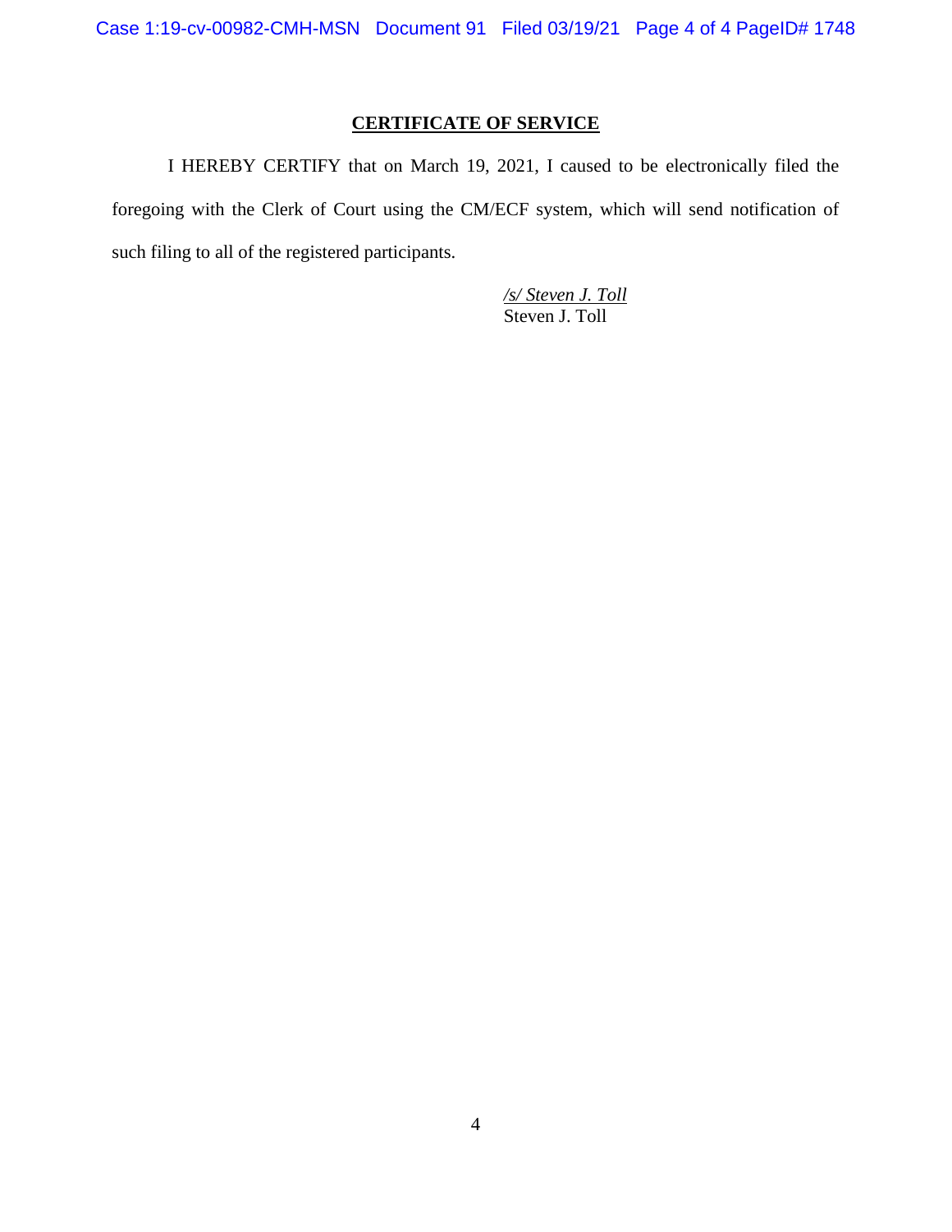## CERTIFICATE OF SERVICE

I HEREBY CERTIFY that on March 19, 2021, I caused to be electronically filed the foregoing with the Clerk of Court using the CM/ECF system, which will send notification of such filing to all of the registered participants.

*/s/ Steven J. Toll*
Steven J. Toll